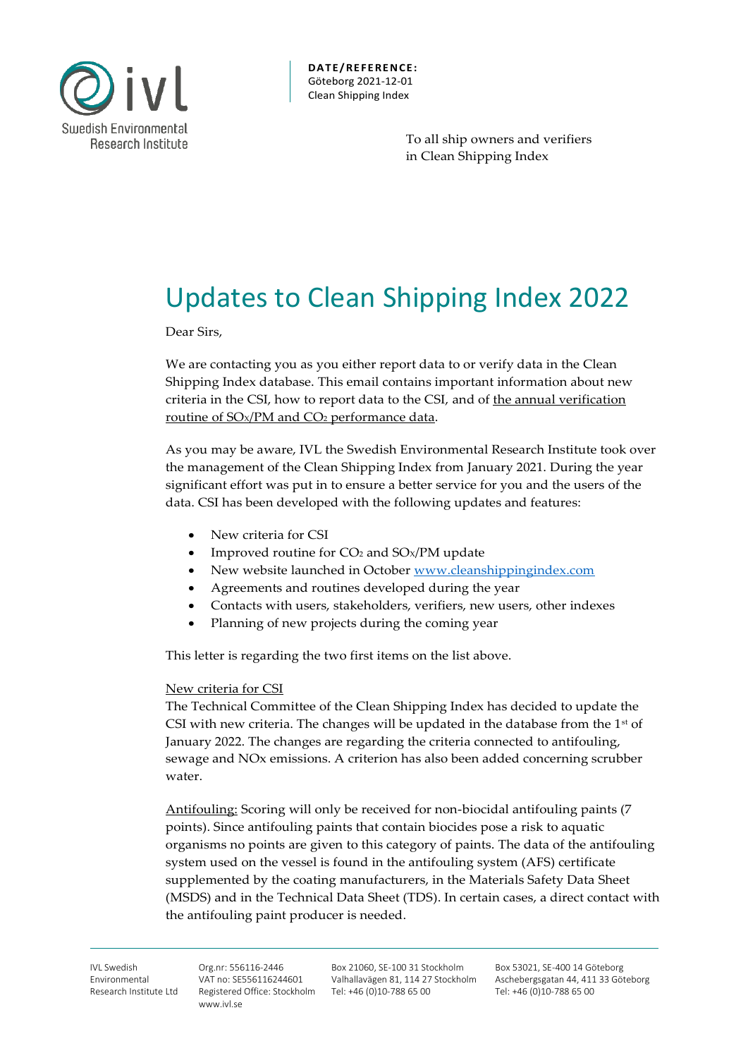Swedish Environmental Research Institute

**DATE/REFERENCE:**
Göteborg 2021-12-01
Clean Shipping Index

To all ship owners and verifiers
in Clean Shipping Index

# Updates to Clean Shipping Index 2022

Dear Sirs,

We are contacting you as you either report data to or verify data in the Clean Shipping Index database. This email contains important information about new criteria in the CSI, how to report data to the CSI, and of the annual verification routine of $SO_x$/PM and $CO_2$ performance data.

As you may be aware, IVL the Swedish Environmental Research Institute took over the management of the Clean Shipping Index from January 2021. During the year significant effort was put in to ensure a better service for you and the users of the data. CSI has been developed with the following updates and features:

- New criteria for CSI
- Improved routine for $CO_2$ and $SO_x$/PM update
- New website launched in October www.cleanshippingindex.com
- Agreements and routines developed during the year
- Contacts with users, stakeholders, verifiers, new users, other indexes
- Planning of new projects during the coming year

This letter is regarding the two first items on the list above.

New criteria for CSI

The Technical Committee of the Clean Shipping Index has decided to update the CSI with new criteria. The changes will be updated in the database from the 1st of January 2022. The changes are regarding the criteria connected to antifouling, sewage and NOx emissions. A criterion has also been added concerning scrubber water.

Antifouling: Scoring will only be received for non-biocidal antifouling paints (7 points). Since antifouling paints that contain biocides pose a risk to aquatic organisms no points are given to this category of paints. The data of the antifouling system used on the vessel is found in the antifouling system (AFS) certificate supplemented by the coating manufacturers, in the Materials Safety Data Sheet (MSDS) and in the Technical Data Sheet (TDS). In certain cases, a direct contact with the antifouling paint producer is needed.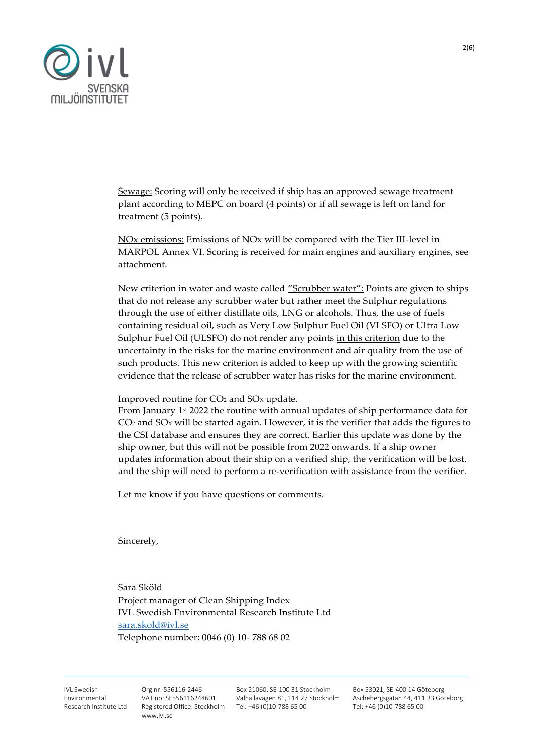<u>Sewage:</u> Scoring will only be received if ship has an approved sewage treatment plant according to MEPC on board (4 points) or if all sewage is left on land for treatment (5 points).

<u>NOx emissions:</u> Emissions of NOx will be compared with the Tier III-level in MARPOL Annex VI. Scoring is received for main engines and auxiliary engines, see attachment.

New criterion in water and waste called <u>"Scrubber water":</u> Points are given to ships that do not release any scrubber water but rather meet the Sulphur regulations through the use of either distillate oils, LNG or alcohols. Thus, the use of fuels containing residual oil, such as Very Low Sulphur Fuel Oil (VLSFO) or Ultra Low Sulphur Fuel Oil (ULSFO) do not render any points <u>in this criterion</u> due to the uncertainty in the risks for the marine environment and air quality from the use of such products. This new criterion is added to keep up with the growing scientific evidence that the release of scrubber water has risks for the marine environment.

<u>Improved routine for $CO_2$ and $SO_x$ update.</u>
From January 1st 2022 the routine with annual updates of ship performance data for $CO_2$ and $SO_x$ will be started again. However, <u>it is the verifier that adds the figures to the CSI database</u> and ensures they are correct. Earlier this update was done by the ship owner, but this will not be possible from 2022 onwards. <u>If a ship owner updates information about their ship on a verified ship, the verification will be lost</u>, and the ship will need to perform a re-verification with assistance from the verifier.

Let me know if you have questions or comments.

Sincerely,

Sara Sköld
Project manager of Clean Shipping Index
IVL Swedish Environmental Research Institute Ltd
sara.skold@ivl.se
Telephone number: 0046 (0) 10- 788 68 02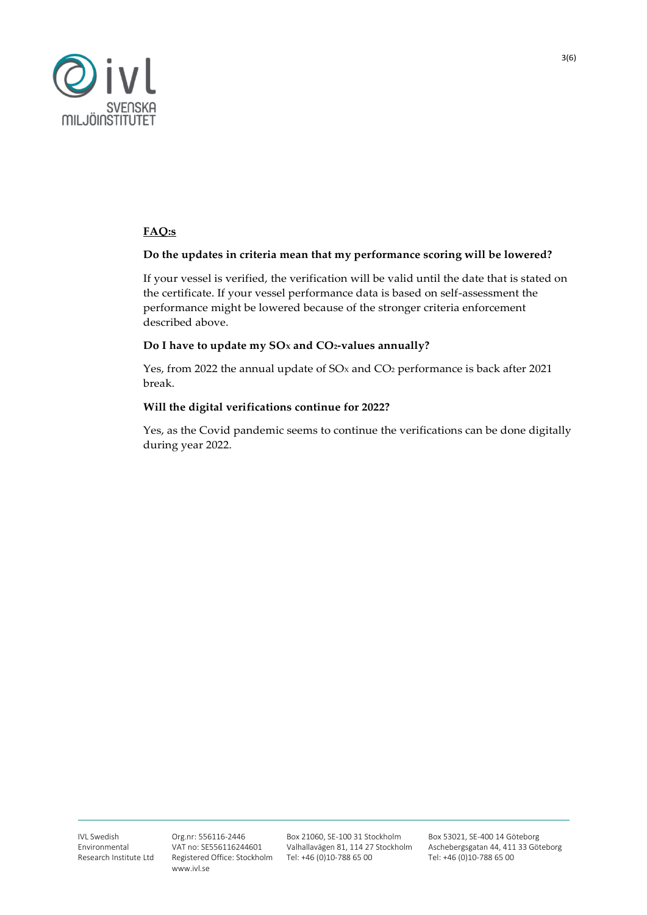**FAQ:s**

**Do the updates in criteria mean that my performance scoring will be lowered?**

If your vessel is verified, the verification will be valid until the date that is stated on the certificate. If your vessel performance data is based on self-assessment the performance might be lowered because of the stronger criteria enforcement described above.

**Do I have to update my $SO_X$ and $CO_2$-values annually?**

Yes, from 2022 the annual update of $SO_X$ and $CO_2$ performance is back after 2021 break.

**Will the digital verifications continue for 2022?**

Yes, as the Covid pandemic seems to continue the verifications can be done digitally during year 2022.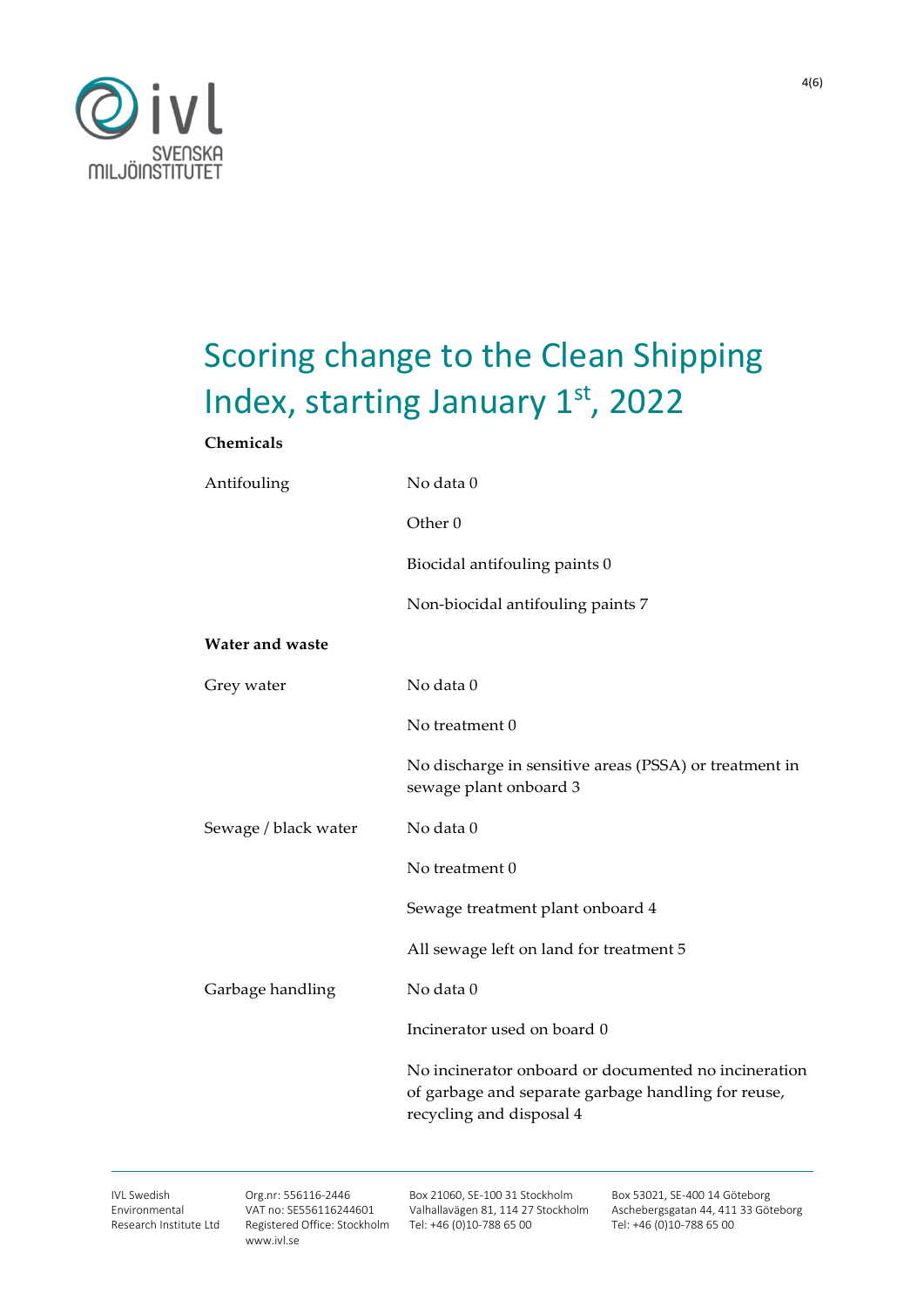# Scoring change to the Clean Shipping Index, starting January 1st, 2022

**Chemicals**

| | |
|---|---|
| Antifouling | No data 0 |
| | Other 0 |
| | Biocidal antifouling paints 0 |
| | Non-biocidal antifouling paints 7 |

**Water and waste**

| | |
|---|---|
| Grey water | No data 0 |
| | No treatment 0 |
| | No discharge in sensitive areas (PSSA) or treatment in sewage plant onboard 3 |
| Sewage / black water | No data 0 |
| | No treatment 0 |
| | Sewage treatment plant onboard 4 |
| | All sewage left on land for treatment 5 |
| Garbage handling | No data 0 |
| | Incinerator used on board 0 |
| | No incinerator onboard or documented no incineration of garbage and separate garbage handling for reuse, recycling and disposal 4 |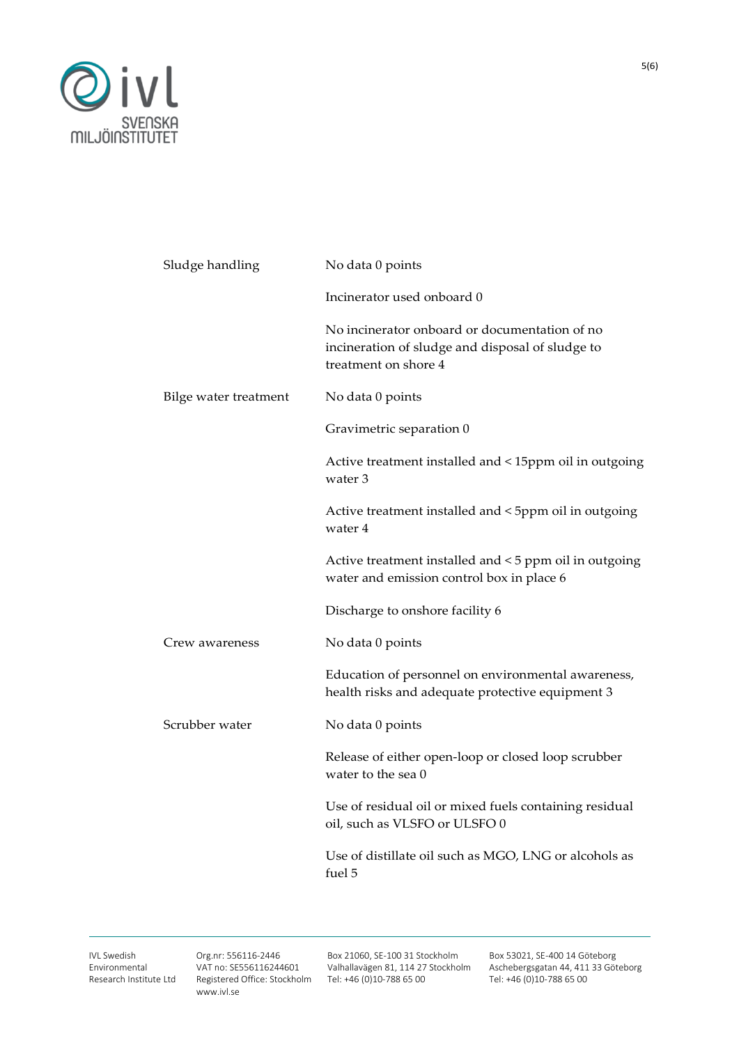| | |
|---|---|
| Sludge handling | No data 0 points |
| | Incinerator used onboard 0 |
| | No incinerator onboard or documentation of no incineration of sludge and disposal of sludge to treatment on shore 4 |
| Bilge water treatment | No data 0 points |
| | Gravimetric separation 0 |
| | Active treatment installed and < 15ppm oil in outgoing water 3 |
| | Active treatment installed and < 5ppm oil in outgoing water 4 |
| | Active treatment installed and < 5 ppm oil in outgoing water and emission control box in place 6 |
| | Discharge to onshore facility 6 |
| Crew awareness | No data 0 points |
| | Education of personnel on environmental awareness, health risks and adequate protective equipment 3 |
| Scrubber water | No data 0 points |
| | Release of either open-loop or closed loop scrubber water to the sea 0 |
| | Use of residual oil or mixed fuels containing residual oil, such as VLSFO or ULSFO 0 |
| | Use of distillate oil such as MGO, LNG or alcohols as fuel 5 |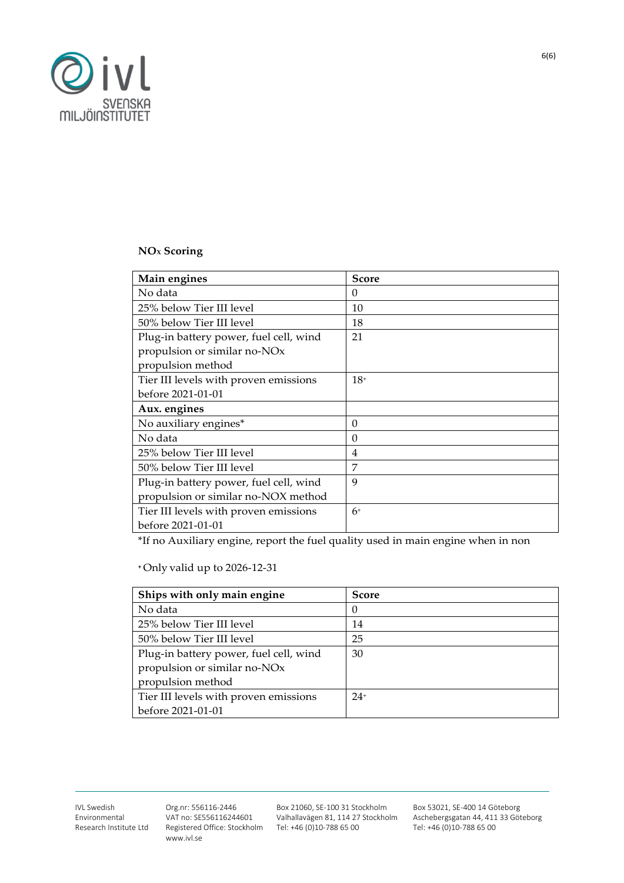**$NO_x$ Scoring**

| Main engines | Score |
| --- | --- |
| No data | 0 |
| 25% below Tier III level | 10 |
| 50% below Tier III level | 18 |
| Plug-in battery power, fuel cell, wind propulsion or similar no-NOx propulsion method | 21 |
| Tier III levels with proven emissions before 2021-01-01 | 18+ |
| **Aux. engines** | |
| No auxiliary engines* | 0 |
| No data | 0 |
| 25% below Tier III level | 4 |
| 50% below Tier III level | 7 |
| Plug-in battery power, fuel cell, wind propulsion or similar no-NOX method | 9 |
| Tier III levels with proven emissions before 2021-01-01 | 6+ |

*If no Auxiliary engine, report the fuel quality used in main engine when in non

+ Only valid up to 2026-12-31

| Ships with only main engine | Score |
| --- | --- |
| No data | 0 |
| 25% below Tier III level | 14 |
| 50% below Tier III level | 25 |
| Plug-in battery power, fuel cell, wind propulsion or similar no-NOx propulsion method | 30 |
| Tier III levels with proven emissions before 2021-01-01 | 24+ |